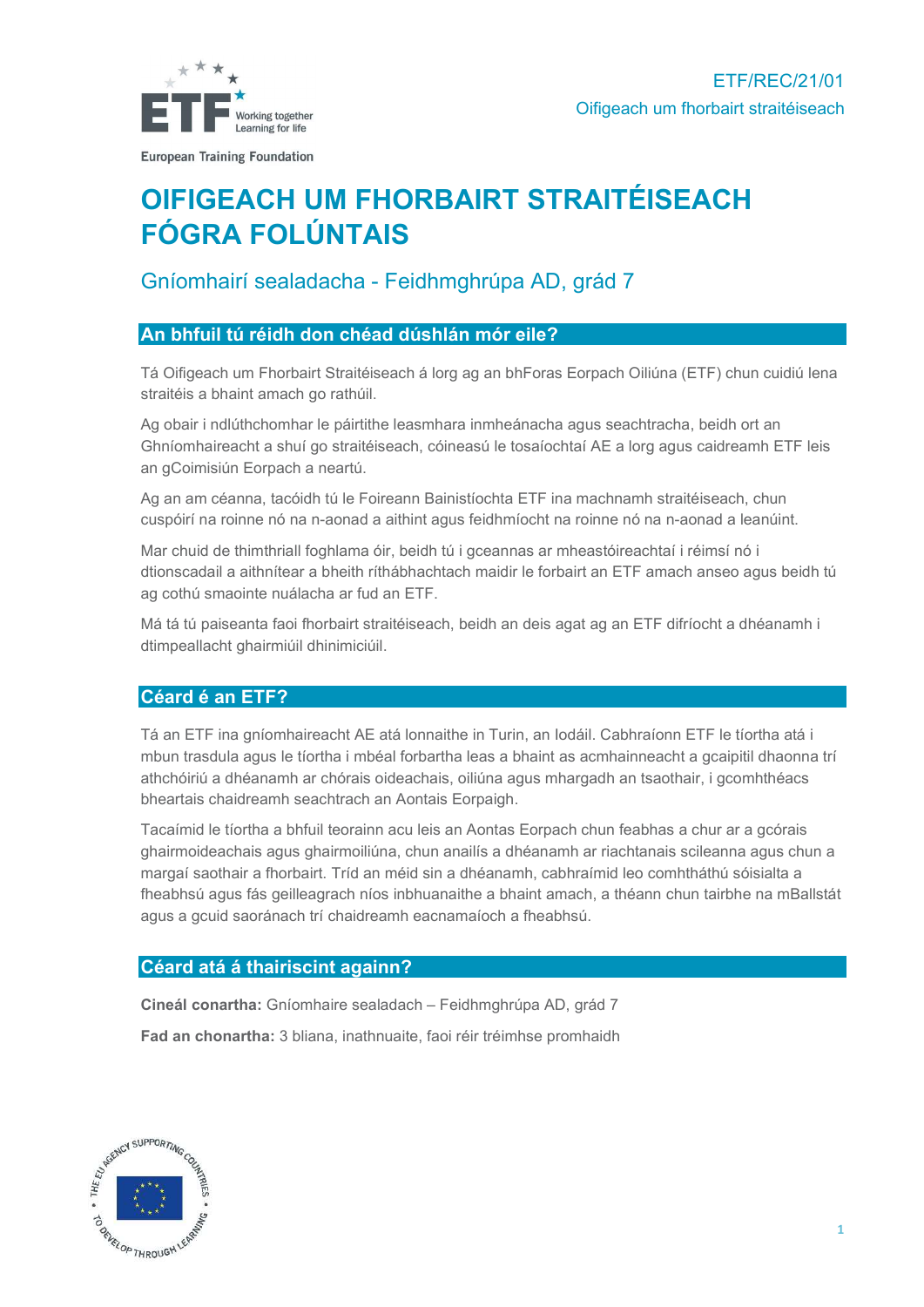ETF/REC/21/01
Oifigeach um fhorbairt straitéiseach

# OIFIGEACH UM FHORBAIRT STRAITÉISEACH FÓGRA FOLÚNTAIS

## Gníomhairí sealadacha - Feidhmghrúpa AD, grád 7

### An bhfuil tú réidh don chéad dúshlán mór eile?

Tá Oifigeach um Fhorbairt Straitéiseach á lorg ag an bhForas Eorpach Oiliúna (ETF) chun cuidiú lena straitéis a bhaint amach go rathúil.

Ag obair i ndlúthchomhar le páirtithe leasmhara inmheánacha agus seachtracha, beidh ort an Ghníomhaireacht a shuí go straitéiseach, cóineasú le tosaíochtaí AE a lorg agus caidreamh ETF leis an gCoimisiún Eorpach a neartú.

Ag an am céanna, tacóidh tú le Foireann Bainistíochta ETF ina machnamh straitéiseach, chun cuspóirí na roinne nó na n-aonad a aithint agus feidhmíocht na roinne nó na n-aonad a leanúint.

Mar chuid de thimthriall foghlama óir, beidh tú i gceannas ar mheastóireachtaí i réimsí nó i dtionscadail a aithnítear a bheith ríthábhachtach maidir le forbairt an ETF amach anseo agus beidh tú ag cothú smaointe nuálacha ar fud an ETF.

Má tá tú paiseanta faoi fhorbairt straitéiseach, beidh an deis agat ag an ETF difríocht a dhéanamh i dtimpeallacht ghairmiúil dhinimiciúil.

### Céard é an ETF?

Tá an ETF ina ghníomhaireacht AE atá lonnaithe in Turin, an Iodáil. Cabhraíonn ETF le tíortha atá i mbun trasdula agus le tíortha i mbéal forbartha leas a bhaint as acmhainneacht a gcaipitil dhaonna trí athchóiriú a dhéanamh ar chórais oideachais, oiliúna agus mhargadh an tsaothair, i gcomhthéacs bheartais chaidreamh seachtrach an Aontais Eorpaigh.

Tacaímid le tíortha a bhfuil teorainn acu leis an Aontas Eorpach chun feabhas a chur ar a gcórais ghairmoideachais agus ghairmoiliúna, chun anailís a dhéanamh ar riachtanais scileanna agus chun a margaí saothair a fhorbairt. Tríd an méid sin a dhéanamh, cabhraímid leo comhtháthú sóisialta a fheabhsú agus fás geilleagrach níos inbhuanaithe a bhaint amach, a théann chun tairbhe na mBallstát agus a gcuid saoránach trí chaidreamh eacnamaíoch a fheabhsú.

### Céard atá á thairiscint againn?

**Cineál conartha:** Gníomhaire sealadach – Feidhmghrúpa AD, grád 7

**Fad an chonartha:** 3 bliana, inathnuaite, faoi réir tréimhse promhaidh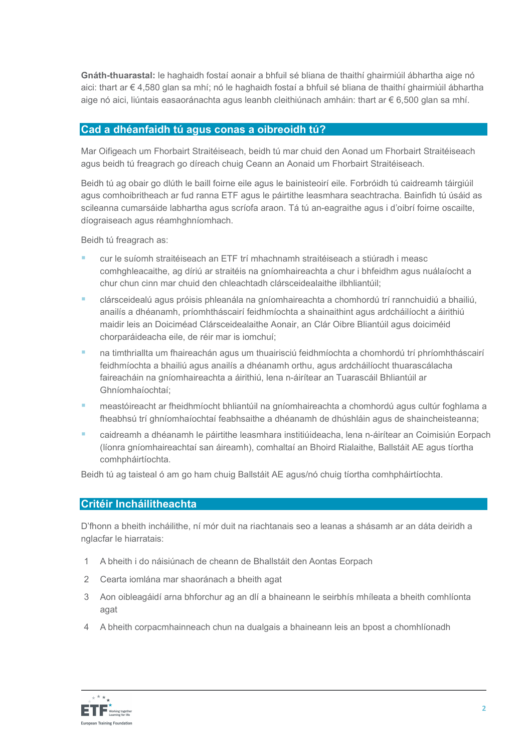**Gnáth-thuarastal:** le haghaidh fostaí aonair a bhfuil sé bliana de thaithí ghairmiúil ábhartha aige nó aici: thart ar € 4,580 glan sa mhí; nó le haghaidh fostaí a bhfuil sé bliana de thaithí ghairmiúil ábhartha aige nó aici, liúntais easaoránachta agus leanbh cleithiúnach amháin: thart ar € 6,500 glan sa mhí.

## Cad a dhéanfaidh tú agus conas a oibreoidh tú?

Mar Oifigeach um Fhorbairt Straitéiseach, beidh tú mar chuid den Aonad um Fhorbairt Straitéiseach agus beidh tú freagrach go díreach chuig Ceann an Aonaid um Fhorbairt Straitéiseach.

Beidh tú ag obair go dlúth le baill foirne eile agus le bainisteoirí eile. Forbróidh tú caidreamh táirgiúil agus comhoibritheach ar fud ranna ETF agus le páirtithe leasmhara seachtracha. Bainfidh tú úsáid as scileanna cumarsáide labhartha agus scríofa araon. Tá tú an-eagraithe agus i d'oibrí foirne oscailte, díograiseach agus réamhghníomhach.

Beidh tú freagrach as:

- cur le suíomh straitéiseach an ETF trí mhachnamh straitéiseach a stiúradh i measc comhghleacaithe, ag díriú ar straitéis na gníomhaireachta a chur i bhfeidhm agus nuálaíocht a chur chun cinn mar chuid den chleachtadh clársceidealaithe ilbhliantúil;
- clársceidealú agus próisis phleanála na gníomhaireachta a chomhordú trí rannchuidiú a bhailiú, anailís a dhéanamh, príomhtháscairí feidhmíochta a shainaithint agus ardcháilíocht a áirithiú maidir leis an Doiciméad Clársceidealaithe Aonair, an Clár Oibre Bliantúil agus doiciméid chorparáideacha eile, de réir mar is iomchuí;
- na timthriallta um fhaireachán agus um thuairisciú feidhmíochta a chomhordú trí phríomhtháscairí feidhmíochta a bhailiú agus anailís a dhéanamh orthu, agus ardcháilíocht thuarascálacha faireacháin na gníomhaireachta a áirithiú, lena n-áirítear an Tuarascáil Bhliantúil ar Ghníomhaíochtaí;
- meastóireacht ar fheidhmíocht bhliantúil na gníomhaireachta a chomhordú agus cultúr foghlama a fheabhsú trí ghníomhaíochtaí feabhsaithe a dhéanamh de dhúshláin agus de shaincheisteanna;
- caidreamh a dhéanamh le páirtithe leasmhara institiúideacha, lena n-áirítear an Coimisiún Eorpach (líonra gníomhaireachtaí san áireamh), comhaltaí an Bhoird Rialaithe, Ballstáit AE agus tíortha comhpháirtíochta.

Beidh tú ag taisteal ó am go ham chuig Ballstáit AE agus/nó chuig tíortha comhpháirtíochta.

## Critéir Incháilitheachta

D'fhonn a bheith incháilithe, ní mór duit na riachtanais seo a leanas a shásamh ar an dáta deiridh a nglacfar le hiarratais:

1. A bheith i do náisiúnach de cheann de Bhallstáit den Aontas Eorpach
2. Cearta iomlána mar shaoránach a bheith agat
3. Aon oibleagáidí arna bhforchur ag an dlí a bhaineann le seirbhís mhíleata a bheith comhlíonta agat
4. A bheith corpacmhainneach chun na dualgais a bhaineann leis an bpost a chomhlíonadh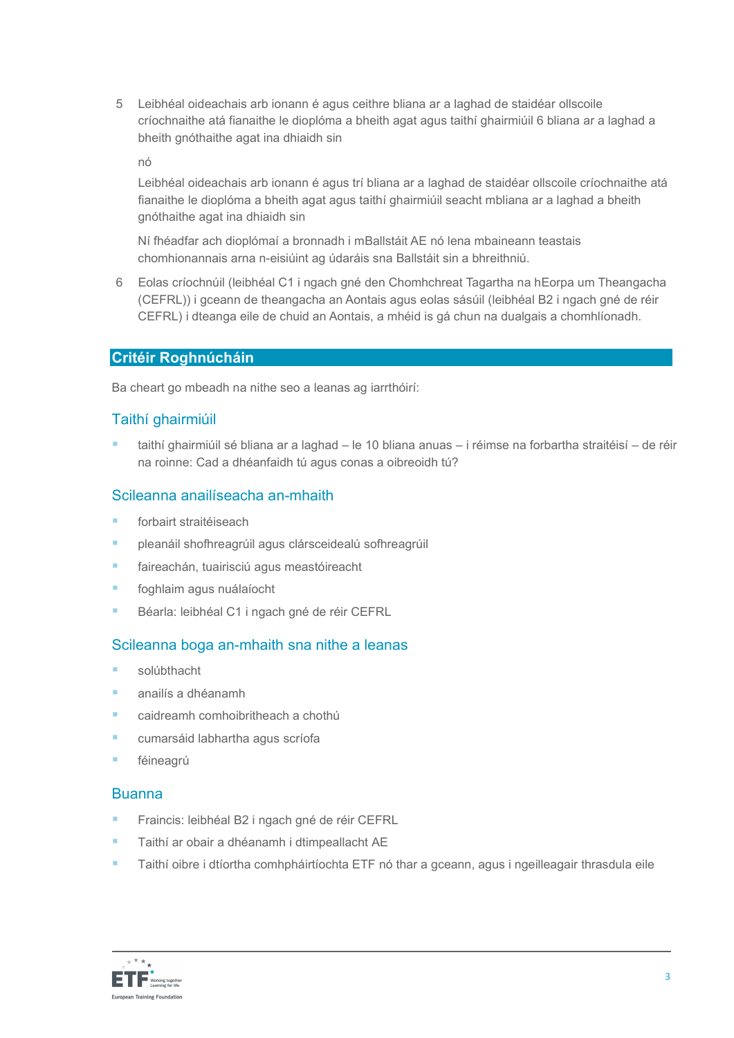5. Leibhéal oideachais arb ionann é agus ceithre bliana ar a laghad de staidéar ollscoile críochnaithe atá fianaithe le dioplóma a bheith agat agus taithí ghairmiúil 6 bliana ar a laghad a bheith gnóthaithe agat ina dhiaidh sin

   nó

   Leibhéal oideachais arb ionann é agus trí bliana ar a laghad de staidéar ollscoile críochnaithe atá fianaithe le dioplóma a bheith agat agus taithí ghairmiúil seacht mbliana ar a laghad a bheith gnóthaithe agat ina dhiaidh sin

   Ní fhéadfar ach dioplómaí a bronnadh i mBallstát AE nó lena mbaineann teastais chomhionannais arna n-eisiúint ag údaráis sna Ballstáit sin a bhreithniú.

6. Eolas críochnúil (leibhéal C1 i ngach gné den Chomhchreat Tagartha na hEorpa um Theangacha (CEFRL)) i gceann de theangacha an Aontais agus eolas sásúil (leibhéal B2 i ngach gné de réir CEFRL) i dteanga eile de chuid an Aontais, a mhéid is gá chun na dualgais a chomhlíonadh.

## Critéir Roghnúcháin

Ba cheart go mbeadh na nithe seo a leanas ag iarrthóirí:

### Taithí ghairmiúil

- taithí ghairmiúil sé bliana ar a laghad – le 10 bliana anuas – i réimse na forbartha straitéisí – de réir na roinne: Cad a dhéanfaidh tú agus conas a oibreoidh tú?

### Scileanna anailíseacha an-mhaith

- forbairt straitéiseach
- pleanáil shofhreagrúil agus clársceidealú sofhreagrúil
- faireachán, tuairisciú agus meastóireacht
- foghlaim agus nuálaíocht
- Béarla: leibhéal C1 i ngach gné de réir CEFRL

### Scileanna boga an-mhaith sna nithe a leanas

- solúbthacht
- anailís a dhéanamh
- caidreamh comhoibritheach a chothú
- cumarsáid labhartha agus scríofa
- féineagrú

### Buanna

- Fraincis: leibhéal B2 i ngach gné de réir CEFRL
- Taithí ar obair a dhéanamh i dtimpeallacht AE
- Taithí oibre i dtíortha comhpháirtíochta ETF nó thar a gceann, agus i ngeilleagair thrasdula eile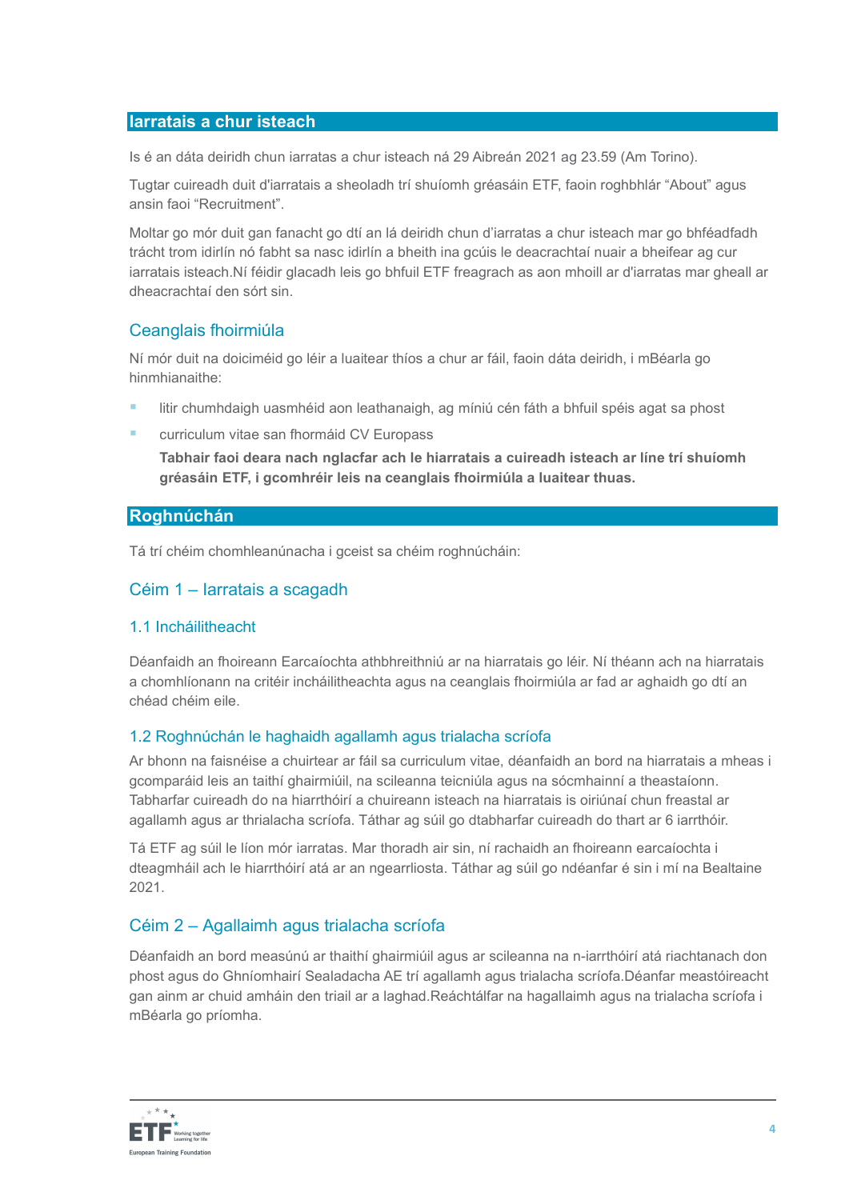## Iarratais a chur isteach

Is é an dáta deiridh chun iarratas a chur isteach ná 29 Aibreán 2021 ag 23.59 (Am Torino).

Tugtar cuireadh duit d'iarratais a sheoladh trí shuíomh gréasáin ETF, faoin roghbhlár "About" agus ansin faoi "Recruitment".

Moltar go mór duit gan fanacht go dtí an lá deiridh chun d'iarratas a chur isteach mar go bhféadfadh trácht trom idirlín nó fabht sa nasc idirlín a bheith ina gcúis le deacrachtaí nuair a bheifear ag cur iarratais isteach.Ní féidir glacadh leis go bhfuil ETF freagrach as aon mhoill ar d'iarratas mar gheall ar dheacrachtaí den sórt sin.

### Ceanglais fhoirmiúla

Ní mór duit na doiciméid go léir a luaitear thíos a chur ar fáil, faoin dáta deiridh, i mBéarla go hinmhianaithe:

- litir chumhdaigh uasmhéid aon leathanaigh, ag míniú cén fáth a bhfuil spéis agat sa phost
- curriculum vitae san fhormáid CV Europass

  **Tabhair faoi deara nach nglacfar ach le hiarratais a cuireadh isteach ar líne trí shuíomh gréasáin ETF, i gcomhréir leis na ceanglais fhoirmiúla a luaitear thuas.**

## Roghnúchán

Tá trí chéim chomhleanúnacha i gceist sa chéim roghnúcháin:

### Céim 1 – Iarratais a scagadh

#### 1.1 Incháilitheacht

Déanfaidh an fhoireann Earcaíochta athbhreithniú ar na hiarratais go léir. Ní théann ach na hiarratais a chomhlíonann na critéir incháilitheachta agus na ceanglais fhoirmiúla ar fad ar aghaidh go dtí an chéad chéim eile.

#### 1.2 Roghnúchán le haghaidh agallamh agus trialacha scríofa

Ar bhonn na faisnéise a chuirtear ar fáil sa curriculum vitae, déanfaidh an bord na hiarratais a mheas i gcomparáid leis an taithí ghairmiúil, na scileanna teicniúla agus na sócmhainní a theastaíonn. Tabharfar cuireadh do na hiarrthóirí a chuireann isteach na hiarratais is oiriúnaí chun freastal ar agallamh agus ar thrialacha scríofa. Táthar ag súil go dtabharfar cuireadh do thart ar 6 iarrthóir.

Tá ETF ag súil le líon mór iarratas. Mar thoradh air sin, ní rachaidh an fhoireann earcaíochta i dteagmháil ach le hiarrthóirí atá ar an ngearrliosta. Táthar ag súil go ndéanfar é sin i mí na Bealtaine 2021.

### Céim 2 – Agallaimh agus trialacha scríofa

Déanfaidh an bord measúnú ar thaithí ghairmiúil agus ar scileanna na n-iarrthóirí atá riachtanach don phost agus do Ghníomhairí Sealadacha AE trí agallamh agus trialacha scríofa.Déanfar meastóireacht gan ainm ar chuid amháin den triail ar a laghad.Reáchtálfar na hagallaimh agus na trialacha scríofa i mBéarla go príomha.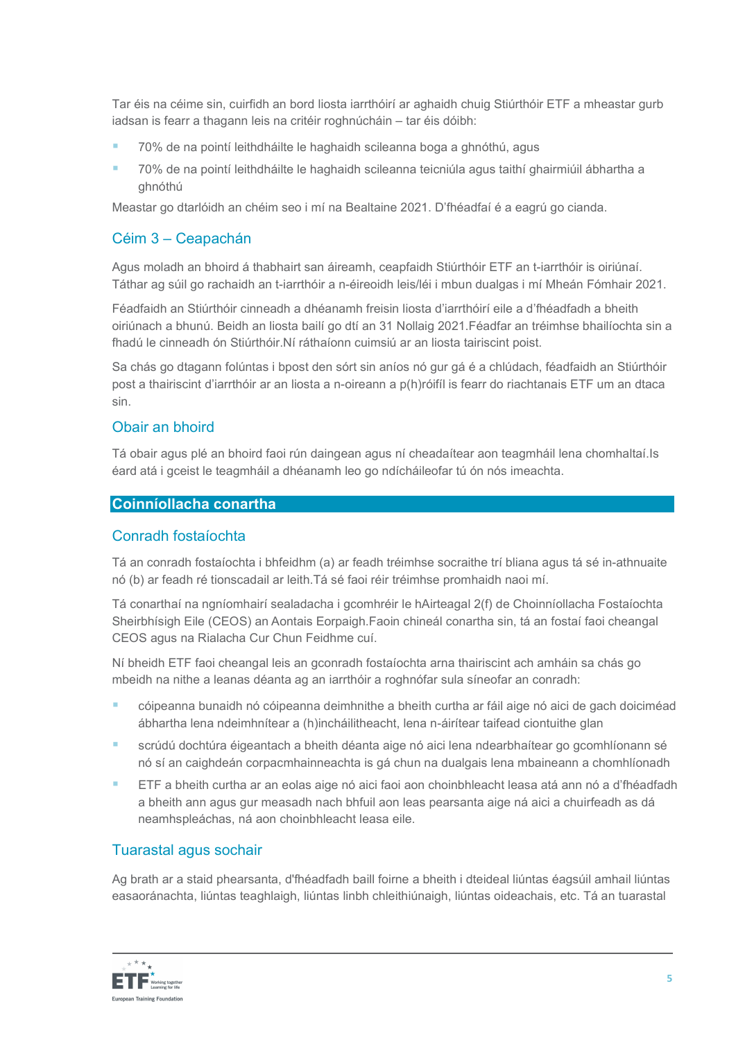Tar éis na céime sin, cuirfidh an bord liosta iarrthóirí ar aghaidh chuig Stiúrthóir ETF a mheastar gurb iadsan is fearr a thagann leis na critéir roghnúcháin – tar éis dóibh:

- 70% de na pointí leithdháilte le haghaidh scileanna boga a ghnóthú, agus
- 70% de na pointí leithdháilte le haghaidh scileanna teicniúla agus taithí ghairmiúil ábhartha a ghnóthú

Meastar go dtarlóidh an chéim seo i mí na Bealtaine 2021. D'fhéadfaí é a eagrú go cianda.

### Céim 3 – Ceapachán

Agus moladh an bhoird á thabhairt san áireamh, ceapfaidh Stiúrthóir ETF an t-iarrthóir is oiriúnaí. Táthar ag súil go rachaidh an t-iarrthóir a n-éireoidh leis/léi i mbun dualgas i mí Mheán Fómhair 2021.

Féadfaidh an Stiúrthóir cinneadh a dhéanamh freisin liosta d'iarrthóirí eile a d'fhéadfadh a bheith oiriúnach a bhunú. Beidh an liosta bailí go dtí an 31 Nollaig 2021.Féadfar an tréimhse bhailíochta sin a fhadú le cinneadh ón Stiúrthóir.Ní ráthaíonn cuimsiú ar an liosta tairiscint poist.

Sa chás go dtagann folúntas i bpost den sórt sin aníos nó gur gá é a chlúdach, féadfaidh an Stiúrthóir post a thairiscint d'iarrthóir ar an liosta a n-oireann a p(h)róifíl is fearr do riachtanais ETF um an dtaca sin.

### Obair an bhoird

Tá obair agus plé an bhoird faoi rún daingean agus ní cheadaítear aon teagmháil lena chomhaltaí.Is éard atá i gceist le teagmháil a dhéanamh leo go ndícháileofar tú ón nós imeachta.

## Coinníollacha conartha

### Conradh fostaíochta

Tá an conradh fostaíochta i bhfeidhm (a) ar feadh tréimhse socraithe trí bliana agus tá sé in-athnuaite nó (b) ar feadh ré tionscadail ar leith.Tá sé faoi réir tréimhse promhaidh naoi mí.

Tá conarthaí na ngníomhairí sealadacha i gcomhréir le hAirteagal 2(f) de Choinníollacha Fostaíochta Sheirbhísigh Eile (CEOS) an Aontais Eorpaigh.Faoin chineál conartha sin, tá an fostaí faoi cheangal CEOS agus na Rialacha Cur Chun Feidhme cuí.

Ní bheidh ETF faoi cheangal leis an gconradh fostaíochta arna thairiscint ach amháin sa chás go mbeidh na nithe a leanas déanta ag an iarrthóir a roghnófar sula síneofar an conradh:

- cóipeanna bunaidh nó cóipeanna deimhnithe a bheith curtha ar fáil aige nó aici de gach doiciméad ábhartha lena ndeimhnítear a (h)incháilitheacht, lena n-áirítear taifead ciontuithe glan
- scrúdú dochtúra éigeantach a bheith déanta aige nó aici lena ndearbhaítear go gcomhlíonann sé nó sí an caighdeán corpacmhainneachta is gá chun na dualgais lena mbaineann a chomhlíonadh
- ETF a bheith curtha ar an eolas aige nó aici faoi aon choinbhleacht leasa atá ann nó a d'fhéadfadh a bheith ann agus gur measadh nach bhfuil aon leas pearsanta aige ná aici a chuirfeadh as dá neamhspleáchas, ná aon choinbhleacht leasa eile.

### Tuarastal agus sochair

Ag brath ar a staid phearsanta, d'fhéadfadh baill foirne a bheith i dteideal liúntas éagsúil amhail liúntas easaoránachta, liúntas teaghlaigh, liúntas linbh chleithiúnaigh, liúntas oideachais, etc. Tá an tuarastal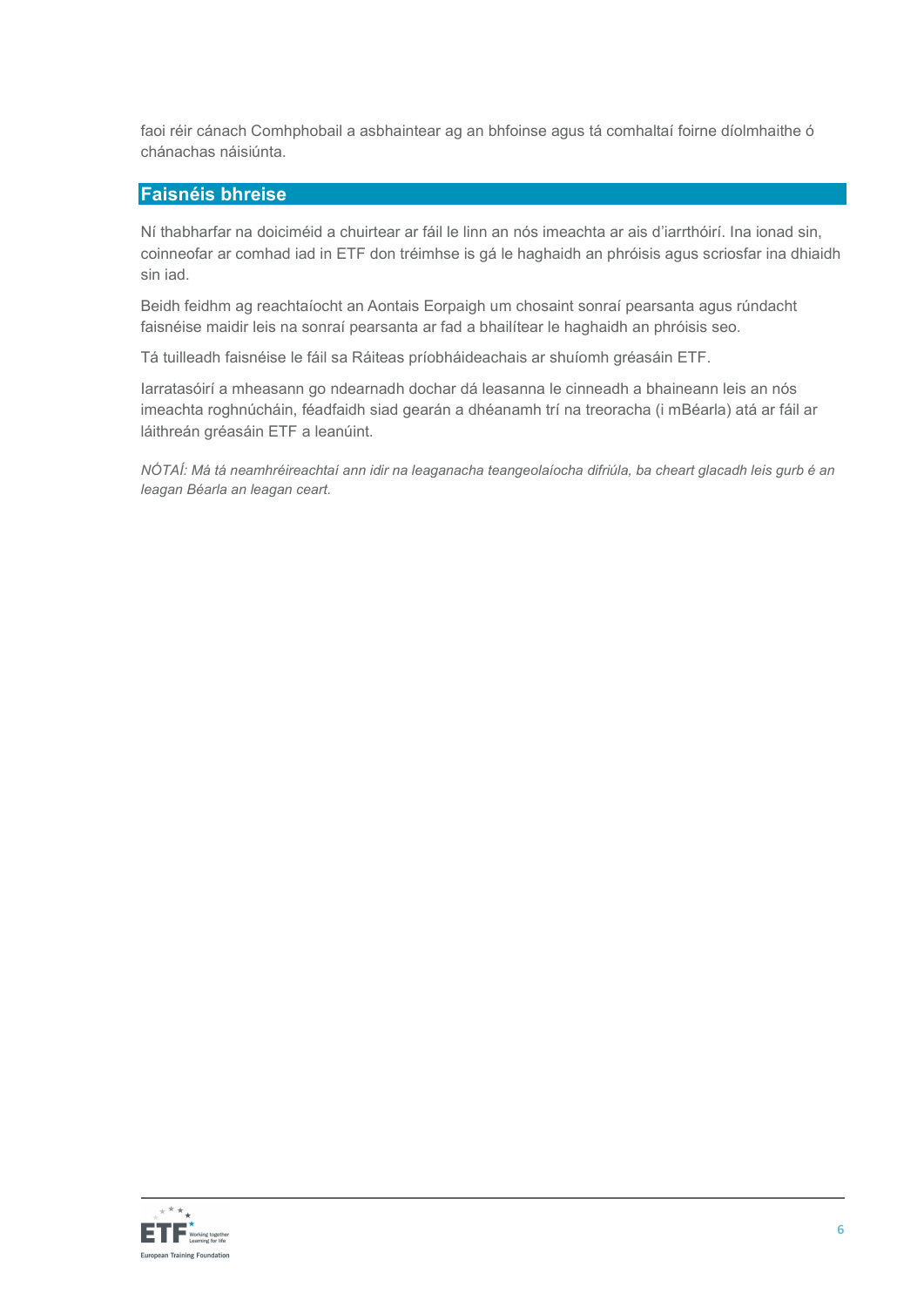faoi réir cánach Comhphobail a asbhaintear ag an bhfoinse agus tá comhaltaí foirne díolmhaithe ó chánachas náisiúnta.

## Faisnéis bhreise

Ní thabharfar na doiciméid a chuirtear ar fáil le linn an nós imeachta ar ais d'iarrthóirí. Ina ionad sin, coinneofar ar comhad iad in ETF don tréimhse is gá le haghaidh an phróisis agus scriosfar ina dhiaidh sin iad.

Beidh feidhm ag reachtaíocht an Aontais Eorpaigh um chosaint sonraí pearsanta agus rúndacht faisnéise maidir leis na sonraí pearsanta ar fad a bhailítear le haghaidh an phróisis seo.

Tá tuilleadh faisnéise le fáil sa Ráiteas príobháideachais ar shuíomh gréasáin ETF.

Iarratasóirí a mheasann go ndearnadh dochar dá leasanna le cinneadh a bhaineann leis an nós imeachta roghnúcháin, féadfaidh siad gearán a dhéanamh trí na treoracha (i mBéarla) atá ar fáil ar láithreán gréasáin ETF a leanúint.

*NÓTAÍ: Má tá neamhréireachtaí ann idir na leaganacha teangeolaíocha difriúla, ba cheart glacadh leis gurb é an leagan Béarla an leagan ceart.*